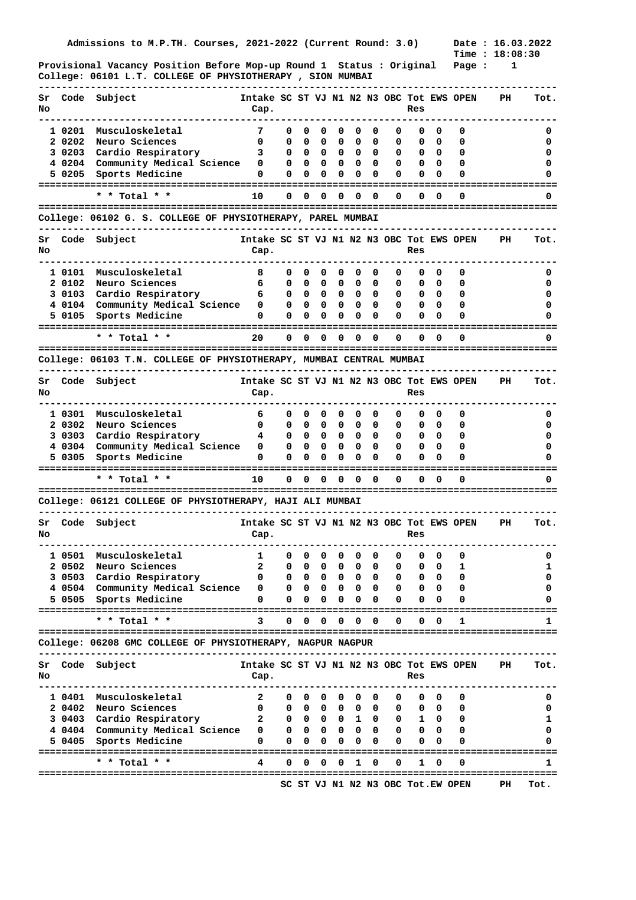Admissions to M.P.TH. Courses, 2021-2022 (Current Round: 3.0) Date : 16.03.2022
Time : 18:08:30

Provisional Vacancy Position Before Mop-up Round 1 Status : Original

## College: 06101 L.T. COLLEGE OF PHYSIOTHERAPY , SION MUMBAI

| Sr No | Code | Subject | Intake Cap. | SC | ST | VJ | N1 | N2 | N3 | OBC | Tot Res | EWS | OPEN | PH | Tot. |
|---|---|---|---|---|---|---|---|---|---|---|---|---|---|---|---|
| 1 | 0201 | Musculoskeletal | 7 | 0 | 0 | 0 | 0 | 0 | 0 | 0 | 0 | 0 | 0 | | 0 |
| 2 | 0202 | Neuro Sciences | 0 | 0 | 0 | 0 | 0 | 0 | 0 | 0 | 0 | 0 | 0 | | 0 |
| 3 | 0203 | Cardio Respiratory | 3 | 0 | 0 | 0 | 0 | 0 | 0 | 0 | 0 | 0 | 0 | | 0 |
| 4 | 0204 | Community Medical Science | 0 | 0 | 0 | 0 | 0 | 0 | 0 | 0 | 0 | 0 | 0 | | 0 |
| 5 | 0205 | Sports Medicine | 0 | 0 | 0 | 0 | 0 | 0 | 0 | 0 | 0 | 0 | 0 | | 0 |
| | | * * Total * * | 10 | 0 | 0 | 0 | 0 | 0 | 0 | 0 | 0 | 0 | 0 | | 0 |

## College: 06102 G. S. COLLEGE OF PHYSIOTHERAPY, PAREL MUMBAI

| Sr No | Code | Subject | Intake Cap. | SC | ST | VJ | N1 | N2 | N3 | OBC | Tot Res | EWS | OPEN | PH | Tot. |
|---|---|---|---|---|---|---|---|---|---|---|---|---|---|---|---|
| 1 | 0101 | Musculoskeletal | 8 | 0 | 0 | 0 | 0 | 0 | 0 | 0 | 0 | 0 | 0 | | 0 |
| 2 | 0102 | Neuro Sciences | 6 | 0 | 0 | 0 | 0 | 0 | 0 | 0 | 0 | 0 | 0 | | 0 |
| 3 | 0103 | Cardio Respiratory | 6 | 0 | 0 | 0 | 0 | 0 | 0 | 0 | 0 | 0 | 0 | | 0 |
| 4 | 0104 | Community Medical Science | 0 | 0 | 0 | 0 | 0 | 0 | 0 | 0 | 0 | 0 | 0 | | 0 |
| 5 | 0105 | Sports Medicine | 0 | 0 | 0 | 0 | 0 | 0 | 0 | 0 | 0 | 0 | 0 | | 0 |
| | | * * Total * * | 20 | 0 | 0 | 0 | 0 | 0 | 0 | 0 | 0 | 0 | 0 | | 0 |

## College: 06103 T.N. COLLEGE OF PHYSIOTHERAPY, MUMBAI CENTRAL MUMBAI

| Sr No | Code | Subject | Intake Cap. | SC | ST | VJ | N1 | N2 | N3 | OBC | Tot Res | EWS | OPEN | PH | Tot. |
|---|---|---|---|---|---|---|---|---|---|---|---|---|---|---|---|
| 1 | 0301 | Musculoskeletal | 6 | 0 | 0 | 0 | 0 | 0 | 0 | 0 | 0 | 0 | 0 | | 0 |
| 2 | 0302 | Neuro Sciences | 0 | 0 | 0 | 0 | 0 | 0 | 0 | 0 | 0 | 0 | 0 | | 0 |
| 3 | 0303 | Cardio Respiratory | 4 | 0 | 0 | 0 | 0 | 0 | 0 | 0 | 0 | 0 | 0 | | 0 |
| 4 | 0304 | Community Medical Science | 0 | 0 | 0 | 0 | 0 | 0 | 0 | 0 | 0 | 0 | 0 | | 0 |
| 5 | 0305 | Sports Medicine | 0 | 0 | 0 | 0 | 0 | 0 | 0 | 0 | 0 | 0 | 0 | | 0 |
| | | * * Total * * | 10 | 0 | 0 | 0 | 0 | 0 | 0 | 0 | 0 | 0 | 0 | | 0 |

## College: 06121 COLLEGE OF PHYSIOTHERAPY, HAJI ALI MUMBAI

| Sr No | Code | Subject | Intake Cap. | SC | ST | VJ | N1 | N2 | N3 | OBC | Tot Res | EWS | OPEN | PH | Tot. |
|---|---|---|---|---|---|---|---|---|---|---|---|---|---|---|---|
| 1 | 0501 | Musculoskeletal | 1 | 0 | 0 | 0 | 0 | 0 | 0 | 0 | 0 | 0 | 0 | | 0 |
| 2 | 0502 | Neuro Sciences | 2 | 0 | 0 | 0 | 0 | 0 | 0 | 0 | 0 | 0 | 1 | | 1 |
| 3 | 0503 | Cardio Respiratory | 0 | 0 | 0 | 0 | 0 | 0 | 0 | 0 | 0 | 0 | 0 | | 0 |
| 4 | 0504 | Community Medical Science | 0 | 0 | 0 | 0 | 0 | 0 | 0 | 0 | 0 | 0 | 0 | | 0 |
| 5 | 0505 | Sports Medicine | 0 | 0 | 0 | 0 | 0 | 0 | 0 | 0 | 0 | 0 | 0 | | 0 |
| | | * * Total * * | 3 | 0 | 0 | 0 | 0 | 0 | 0 | 0 | 0 | 0 | 1 | | 1 |

## College: 06208 GMC COLLEGE OF PHYSIOTHERAPY, NAGPUR NAGPUR

| Sr No | Code | Subject | Intake Cap. | SC | ST | VJ | N1 | N2 | N3 | OBC | Tot Res | EWS | OPEN | PH | Tot. |
|---|---|---|---|---|---|---|---|---|---|---|---|---|---|---|---|
| 1 | 0401 | Musculoskeletal | 2 | 0 | 0 | 0 | 0 | 0 | 0 | 0 | 0 | 0 | 0 | | 0 |
| 2 | 0402 | Neuro Sciences | 0 | 0 | 0 | 0 | 0 | 0 | 0 | 0 | 0 | 0 | 0 | | 0 |
| 3 | 0403 | Cardio Respiratory | 2 | 0 | 0 | 0 | 0 | 1 | 0 | 0 | 1 | 0 | 0 | | 1 |
| 4 | 0404 | Community Medical Science | 0 | 0 | 0 | 0 | 0 | 0 | 0 | 0 | 0 | 0 | 0 | | 0 |
| 5 | 0405 | Sports Medicine | 0 | 0 | 0 | 0 | 0 | 0 | 0 | 0 | 0 | 0 | 0 | | 0 |
| | | * * Total * * | 4 | 0 | 0 | 0 | 0 | 1 | 0 | 0 | 1 | 0 | 0 | | 1 |

SC ST VJ N1 N2 N3 OBC Tot.EW OPEN PH Tot.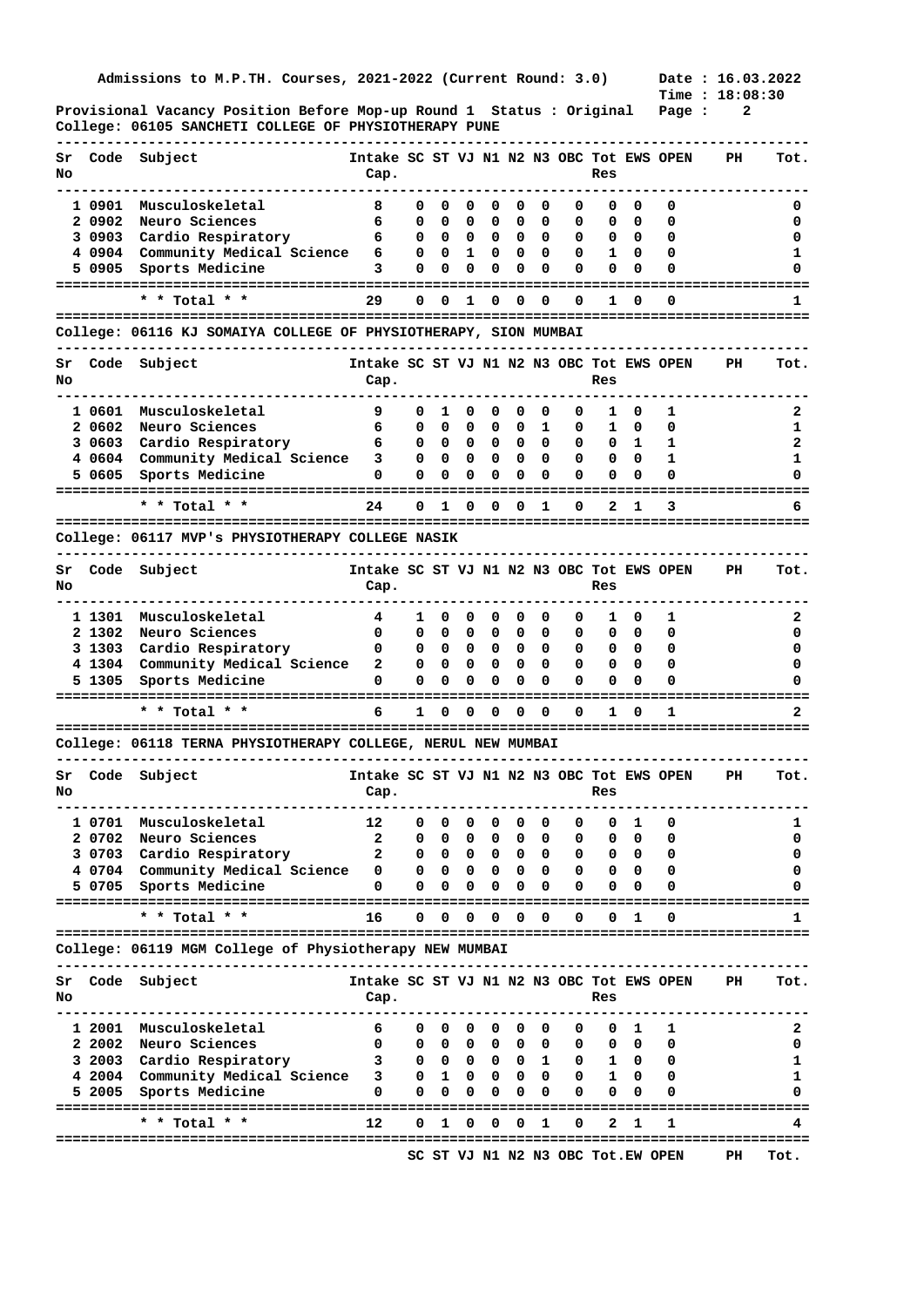Admissions to M.P.TH. Courses, 2021-2022 (Current Round: 3.0) Date : 16.03.2022
Time : 18:08:30

Provisional Vacancy Position Before Mop-up Round 1 Status : Original

College: 06105 SANCHETI COLLEGE OF PHYSIOTHERAPY PUNE

| Sr No | Code | Subject | Intake Cap. | SC | ST | VJ | N1 | N2 | N3 | OBC | Tot Res | EWS | OPEN | PH | Tot. |
|---|---|---|---|---|---|---|---|---|---|---|---|---|---|---|---|
| 1 | 0901 | Musculoskeletal | 8 | 0 | 0 | 0 | 0 | 0 | 0 | 0 | 0 | 0 | 0 | | 0 |
| 2 | 0902 | Neuro Sciences | 6 | 0 | 0 | 0 | 0 | 0 | 0 | 0 | 0 | 0 | 0 | | 0 |
| 3 | 0903 | Cardio Respiratory | 6 | 0 | 0 | 0 | 0 | 0 | 0 | 0 | 0 | 0 | 0 | | 0 |
| 4 | 0904 | Community Medical Science | 6 | 0 | 0 | 1 | 0 | 0 | 0 | 0 | 1 | 0 | 0 | | 1 |
| 5 | 0905 | Sports Medicine | 3 | 0 | 0 | 0 | 0 | 0 | 0 | 0 | 0 | 0 | 0 | | 0 |
| | | * * Total * * | 29 | 0 | 0 | 1 | 0 | 0 | 0 | 0 | 1 | 0 | 0 | | 1 |

College: 06116 KJ SOMAIYA COLLEGE OF PHYSIOTHERAPY, SION MUMBAI

| Sr No | Code | Subject | Intake Cap. | SC | ST | VJ | N1 | N2 | N3 | OBC | Tot Res | EWS | OPEN | PH | Tot. |
|---|---|---|---|---|---|---|---|---|---|---|---|---|---|---|---|
| 1 | 0601 | Musculoskeletal | 9 | 0 | 1 | 0 | 0 | 0 | 0 | 0 | 1 | 0 | 1 | | 2 |
| 2 | 0602 | Neuro Sciences | 6 | 0 | 0 | 0 | 0 | 0 | 1 | 0 | 1 | 0 | 0 | | 1 |
| 3 | 0603 | Cardio Respiratory | 6 | 0 | 0 | 0 | 0 | 0 | 0 | 0 | 0 | 1 | 1 | | 2 |
| 4 | 0604 | Community Medical Science | 3 | 0 | 0 | 0 | 0 | 0 | 0 | 0 | 0 | 0 | 1 | | 1 |
| 5 | 0605 | Sports Medicine | 0 | 0 | 0 | 0 | 0 | 0 | 0 | 0 | 0 | 0 | 0 | | 0 |
| | | * * Total * * | 24 | 0 | 1 | 0 | 0 | 0 | 1 | 0 | 2 | 1 | 3 | | 6 |

College: 06117 MVP's PHYSIOTHERAPY COLLEGE NASIK

| Sr No | Code | Subject | Intake Cap. | SC | ST | VJ | N1 | N2 | N3 | OBC | Tot Res | EWS | OPEN | PH | Tot. |
|---|---|---|---|---|---|---|---|---|---|---|---|---|---|---|---|
| 1 | 1301 | Musculoskeletal | 4 | 1 | 0 | 0 | 0 | 0 | 0 | 0 | 1 | 0 | 1 | | 2 |
| 2 | 1302 | Neuro Sciences | 0 | 0 | 0 | 0 | 0 | 0 | 0 | 0 | 0 | 0 | 0 | | 0 |
| 3 | 1303 | Cardio Respiratory | 0 | 0 | 0 | 0 | 0 | 0 | 0 | 0 | 0 | 0 | 0 | | 0 |
| 4 | 1304 | Community Medical Science | 2 | 0 | 0 | 0 | 0 | 0 | 0 | 0 | 0 | 0 | 0 | | 0 |
| 5 | 1305 | Sports Medicine | 0 | 0 | 0 | 0 | 0 | 0 | 0 | 0 | 0 | 0 | 0 | | 0 |
| | | * * Total * * | 6 | 1 | 0 | 0 | 0 | 0 | 0 | 0 | 1 | 0 | 1 | | 2 |

College: 06118 TERNA PHYSIOTHERAPY COLLEGE, NERUL NEW MUMBAI

| Sr No | Code | Subject | Intake Cap. | SC | ST | VJ | N1 | N2 | N3 | OBC | Tot Res | EWS | OPEN | PH | Tot. |
|---|---|---|---|---|---|---|---|---|---|---|---|---|---|---|---|
| 1 | 0701 | Musculoskeletal | 12 | 0 | 0 | 0 | 0 | 0 | 0 | 0 | 0 | 1 | 0 | | 1 |
| 2 | 0702 | Neuro Sciences | 2 | 0 | 0 | 0 | 0 | 0 | 0 | 0 | 0 | 0 | 0 | | 0 |
| 3 | 0703 | Cardio Respiratory | 2 | 0 | 0 | 0 | 0 | 0 | 0 | 0 | 0 | 0 | 0 | | 0 |
| 4 | 0704 | Community Medical Science | 0 | 0 | 0 | 0 | 0 | 0 | 0 | 0 | 0 | 0 | 0 | | 0 |
| 5 | 0705 | Sports Medicine | 0 | 0 | 0 | 0 | 0 | 0 | 0 | 0 | 0 | 0 | 0 | | 0 |
| | | * * Total * * | 16 | 0 | 0 | 0 | 0 | 0 | 0 | 0 | 0 | 1 | 0 | | 1 |

College: 06119 MGM College of Physiotherapy NEW MUMBAI

| Sr No | Code | Subject | Intake Cap. | SC | ST | VJ | N1 | N2 | N3 | OBC | Tot Res | EWS | OPEN | PH | Tot. |
|---|---|---|---|---|---|---|---|---|---|---|---|---|---|---|---|
| 1 | 2001 | Musculoskeletal | 6 | 0 | 0 | 0 | 0 | 0 | 0 | 0 | 0 | 1 | 1 | | 2 |
| 2 | 2002 | Neuro Sciences | 0 | 0 | 0 | 0 | 0 | 0 | 0 | 0 | 0 | 0 | 0 | | 0 |
| 3 | 2003 | Cardio Respiratory | 3 | 0 | 0 | 0 | 0 | 0 | 1 | 0 | 1 | 0 | 0 | | 1 |
| 4 | 2004 | Community Medical Science | 3 | 0 | 1 | 0 | 0 | 0 | 0 | 0 | 1 | 0 | 0 | | 1 |
| 5 | 2005 | Sports Medicine | 0 | 0 | 0 | 0 | 0 | 0 | 0 | 0 | 0 | 0 | 0 | | 0 |
| | | * * Total * * | 12 | 0 | 1 | 0 | 0 | 0 | 1 | 0 | 2 | 1 | 1 | | 4 |

SC ST VJ N1 N2 N3 OBC Tot.EW OPEN PH Tot.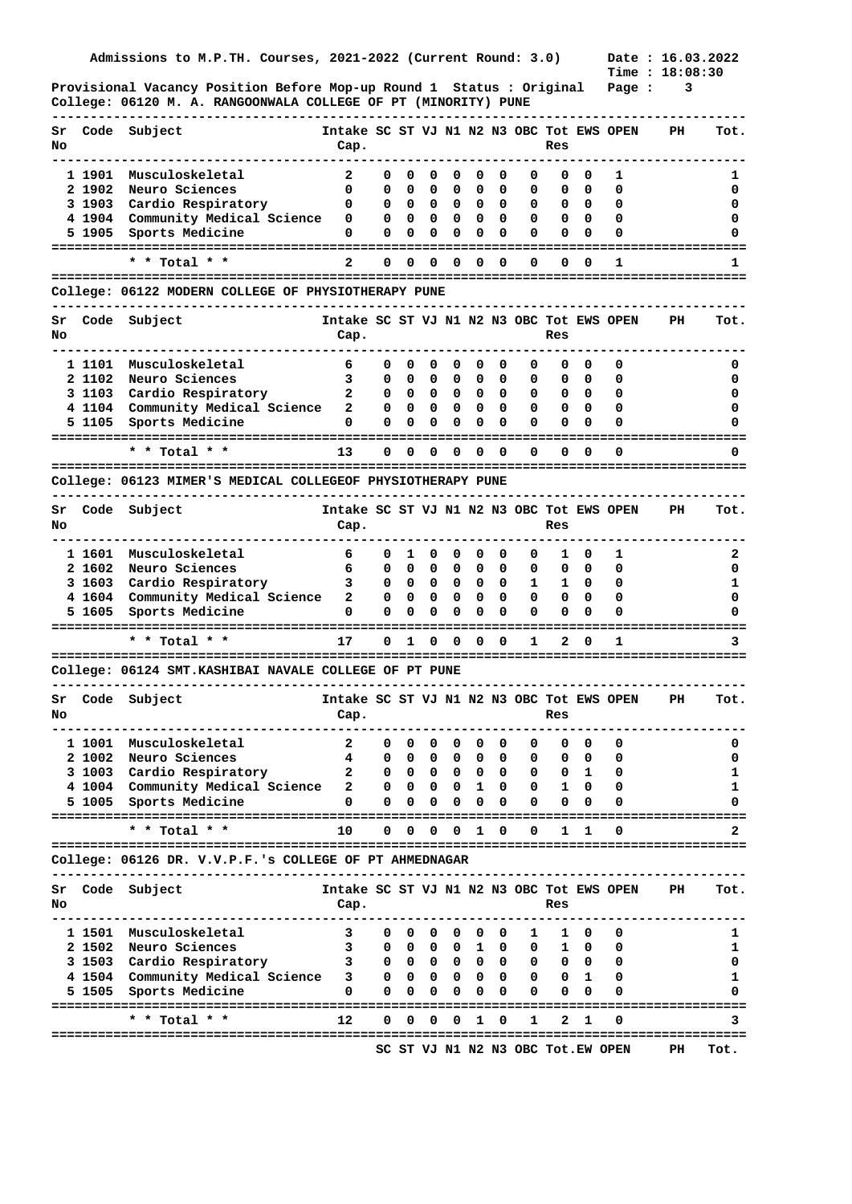Admissions to M.P.TH. Courses, 2021-2022 (Current Round: 3.0)

Date : 16.03.2022
Time : 18:08:30

Provisional Vacancy Position Before Mop-up Round 1 Status : Original

College: 06120 M. A. RANGOONWALA COLLEGE OF PT (MINORITY) PUNE

| Sr No | Code | Subject | Intake Cap. | SC | ST | VJ | N1 | N2 | N3 | OBC | Tot Res | EWS | OPEN | PH | Tot. |
|---|---|---|---|---|---|---|---|---|---|---|---|---|---|---|---|
| 1 | 1901 | Musculoskeletal | 2 | 0 | 0 | 0 | 0 | 0 | 0 | 0 | 0 | 0 | 1 | | 1 |
| 2 | 1902 | Neuro Sciences | 0 | 0 | 0 | 0 | 0 | 0 | 0 | 0 | 0 | 0 | 0 | | 0 |
| 3 | 1903 | Cardio Respiratory | 0 | 0 | 0 | 0 | 0 | 0 | 0 | 0 | 0 | 0 | 0 | | 0 |
| 4 | 1904 | Community Medical Science | 0 | 0 | 0 | 0 | 0 | 0 | 0 | 0 | 0 | 0 | 0 | | 0 |
| 5 | 1905 | Sports Medicine | 0 | 0 | 0 | 0 | 0 | 0 | 0 | 0 | 0 | 0 | 0 | | 0 |
| | | * * Total * * | 2 | 0 | 0 | 0 | 0 | 0 | 0 | 0 | 0 | 0 | 1 | | 1 |

College: 06122 MODERN COLLEGE OF PHYSIOTHERAPY PUNE

| Sr No | Code | Subject | Intake Cap. | SC | ST | VJ | N1 | N2 | N3 | OBC | Tot Res | EWS | OPEN | PH | Tot. |
|---|---|---|---|---|---|---|---|---|---|---|---|---|---|---|---|
| 1 | 1101 | Musculoskeletal | 6 | 0 | 0 | 0 | 0 | 0 | 0 | 0 | 0 | 0 | 0 | | 0 |
| 2 | 1102 | Neuro Sciences | 3 | 0 | 0 | 0 | 0 | 0 | 0 | 0 | 0 | 0 | 0 | | 0 |
| 3 | 1103 | Cardio Respiratory | 2 | 0 | 0 | 0 | 0 | 0 | 0 | 0 | 0 | 0 | 0 | | 0 |
| 4 | 1104 | Community Medical Science | 2 | 0 | 0 | 0 | 0 | 0 | 0 | 0 | 0 | 0 | 0 | | 0 |
| 5 | 1105 | Sports Medicine | 0 | 0 | 0 | 0 | 0 | 0 | 0 | 0 | 0 | 0 | 0 | | 0 |
| | | * * Total * * | 13 | 0 | 0 | 0 | 0 | 0 | 0 | 0 | 0 | 0 | 0 | | 0 |

College: 06123 MIMER'S MEDICAL COLLEGEOF PHYSIOTHERAPY PUNE

| Sr No | Code | Subject | Intake Cap. | SC | ST | VJ | N1 | N2 | N3 | OBC | Tot Res | EWS | OPEN | PH | Tot. |
|---|---|---|---|---|---|---|---|---|---|---|---|---|---|---|---|
| 1 | 1601 | Musculoskeletal | 6 | 0 | 1 | 0 | 0 | 0 | 0 | 0 | 1 | 0 | 1 | | 2 |
| 2 | 1602 | Neuro Sciences | 6 | 0 | 0 | 0 | 0 | 0 | 0 | 0 | 0 | 0 | 0 | | 0 |
| 3 | 1603 | Cardio Respiratory | 3 | 0 | 0 | 0 | 0 | 0 | 0 | 1 | 1 | 0 | 0 | | 1 |
| 4 | 1604 | Community Medical Science | 2 | 0 | 0 | 0 | 0 | 0 | 0 | 0 | 0 | 0 | 0 | | 0 |
| 5 | 1605 | Sports Medicine | 0 | 0 | 0 | 0 | 0 | 0 | 0 | 0 | 0 | 0 | 0 | | 0 |
| | | * * Total * * | 17 | 0 | 1 | 0 | 0 | 0 | 0 | 1 | 2 | 0 | 1 | | 3 |

College: 06124 SMT.KASHIBAI NAVALE COLLEGE OF PT PUNE

| Sr No | Code | Subject | Intake Cap. | SC | ST | VJ | N1 | N2 | N3 | OBC | Tot Res | EWS | OPEN | PH | Tot. |
|---|---|---|---|---|---|---|---|---|---|---|---|---|---|---|---|
| 1 | 1001 | Musculoskeletal | 2 | 0 | 0 | 0 | 0 | 0 | 0 | 0 | 0 | 0 | 0 | | 0 |
| 2 | 1002 | Neuro Sciences | 4 | 0 | 0 | 0 | 0 | 0 | 0 | 0 | 0 | 0 | 0 | | 0 |
| 3 | 1003 | Cardio Respiratory | 2 | 0 | 0 | 0 | 0 | 0 | 0 | 0 | 0 | 1 | 0 | | 1 |
| 4 | 1004 | Community Medical Science | 2 | 0 | 0 | 0 | 0 | 1 | 0 | 0 | 1 | 0 | 0 | | 1 |
| 5 | 1005 | Sports Medicine | 0 | 0 | 0 | 0 | 0 | 0 | 0 | 0 | 0 | 0 | 0 | | 0 |
| | | * * Total * * | 10 | 0 | 0 | 0 | 0 | 1 | 0 | 0 | 1 | 1 | 0 | | 2 |

College: 06126 DR. V.V.P.F.'s COLLEGE OF PT AHMEDNAGAR

| Sr No | Code | Subject | Intake Cap. | SC | ST | VJ | N1 | N2 | N3 | OBC | Tot Res | EWS | OPEN | PH | Tot. |
|---|---|---|---|---|---|---|---|---|---|---|---|---|---|---|---|
| 1 | 1501 | Musculoskeletal | 3 | 0 | 0 | 0 | 0 | 0 | 0 | 1 | 1 | 0 | 0 | | 1 |
| 2 | 1502 | Neuro Sciences | 3 | 0 | 0 | 0 | 0 | 1 | 0 | 0 | 1 | 0 | 0 | | 1 |
| 3 | 1503 | Cardio Respiratory | 3 | 0 | 0 | 0 | 0 | 0 | 0 | 0 | 0 | 0 | 0 | | 0 |
| 4 | 1504 | Community Medical Science | 3 | 0 | 0 | 0 | 0 | 0 | 0 | 0 | 0 | 1 | 0 | | 1 |
| 5 | 1505 | Sports Medicine | 0 | 0 | 0 | 0 | 0 | 0 | 0 | 0 | 0 | 0 | 0 | | 0 |
| | | * * Total * * | 12 | 0 | 0 | 0 | 0 | 1 | 0 | 1 | 2 | 1 | 0 | | 3 |

SC ST VJ N1 N2 N3 OBC Tot.EW OPEN PH Tot.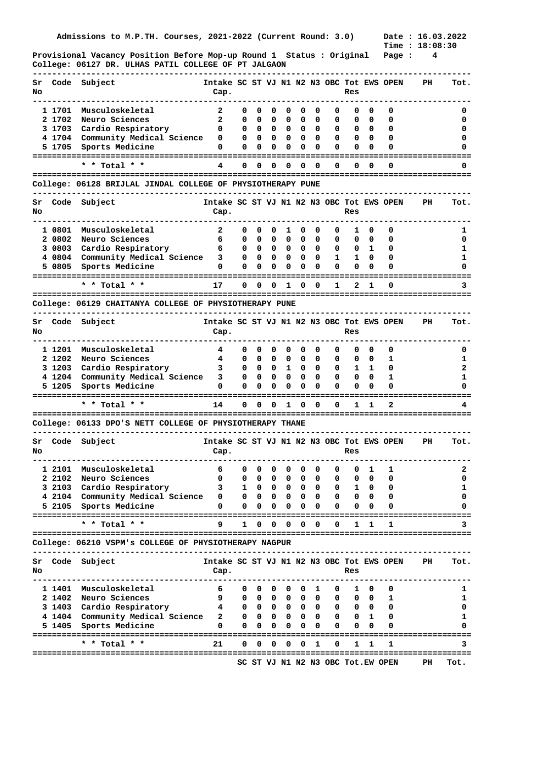Admissions to M.P.TH. Courses, 2021-2022 (Current Round: 3.0) Date : 16.03.2022
Time : 18:08:30

Provisional Vacancy Position Before Mop-up Round 1 Status : Original

College: 06127 DR. ULHAS PATIL COLLEGE OF PT JALGAON

| Sr No | Code | Subject | Intake Cap. | SC | ST | VJ | N1 | N2 | N3 | OBC | Tot Res | EWS | OPEN | PH | Tot. |
|---|---|---|---|---|---|---|---|---|---|---|---|---|---|---|---|
| 1 | 1701 | Musculoskeletal | 2 | 0 | 0 | 0 | 0 | 0 | 0 | 0 | 0 | 0 | 0 | | 0 |
| 2 | 1702 | Neuro Sciences | 2 | 0 | 0 | 0 | 0 | 0 | 0 | 0 | 0 | 0 | 0 | | 0 |
| 3 | 1703 | Cardio Respiratory | 0 | 0 | 0 | 0 | 0 | 0 | 0 | 0 | 0 | 0 | 0 | | 0 |
| 4 | 1704 | Community Medical Science | 0 | 0 | 0 | 0 | 0 | 0 | 0 | 0 | 0 | 0 | 0 | | 0 |
| 5 | 1705 | Sports Medicine | 0 | 0 | 0 | 0 | 0 | 0 | 0 | 0 | 0 | 0 | 0 | | 0 |
| | | * * Total * * | 4 | 0 | 0 | 0 | 0 | 0 | 0 | 0 | 0 | 0 | 0 | | 0 |

College: 06128 BRIJLAL JINDAL COLLEGE OF PHYSIOTHERAPY PUNE

| Sr No | Code | Subject | Intake Cap. | SC | ST | VJ | N1 | N2 | N3 | OBC | Tot Res | EWS | OPEN | PH | Tot. |
|---|---|---|---|---|---|---|---|---|---|---|---|---|---|---|---|
| 1 | 0801 | Musculoskeletal | 2 | 0 | 0 | 0 | 1 | 0 | 0 | 0 | 1 | 0 | 0 | | 1 |
| 2 | 0802 | Neuro Sciences | 6 | 0 | 0 | 0 | 0 | 0 | 0 | 0 | 0 | 0 | 0 | | 0 |
| 3 | 0803 | Cardio Respiratory | 6 | 0 | 0 | 0 | 0 | 0 | 0 | 0 | 0 | 1 | 0 | | 1 |
| 4 | 0804 | Community Medical Science | 3 | 0 | 0 | 0 | 0 | 0 | 0 | 1 | 1 | 0 | 0 | | 1 |
| 5 | 0805 | Sports Medicine | 0 | 0 | 0 | 0 | 0 | 0 | 0 | 0 | 0 | 0 | 0 | | 0 |
| | | * * Total * * | 17 | 0 | 0 | 0 | 1 | 0 | 0 | 1 | 2 | 1 | 0 | | 3 |

College: 06129 CHAITANYA COLLEGE OF PHYSIOTHERAPY PUNE

| Sr No | Code | Subject | Intake Cap. | SC | ST | VJ | N1 | N2 | N3 | OBC | Tot Res | EWS | OPEN | PH | Tot. |
|---|---|---|---|---|---|---|---|---|---|---|---|---|---|---|---|
| 1 | 1201 | Musculoskeletal | 4 | 0 | 0 | 0 | 0 | 0 | 0 | 0 | 0 | 0 | 0 | | 0 |
| 2 | 1202 | Neuro Sciences | 4 | 0 | 0 | 0 | 0 | 0 | 0 | 0 | 0 | 0 | 1 | | 1 |
| 3 | 1203 | Cardio Respiratory | 3 | 0 | 0 | 0 | 1 | 0 | 0 | 0 | 1 | 1 | 0 | | 2 |
| 4 | 1204 | Community Medical Science | 3 | 0 | 0 | 0 | 0 | 0 | 0 | 0 | 0 | 0 | 1 | | 1 |
| 5 | 1205 | Sports Medicine | 0 | 0 | 0 | 0 | 0 | 0 | 0 | 0 | 0 | 0 | 0 | | 0 |
| | | * * Total * * | 14 | 0 | 0 | 0 | 1 | 0 | 0 | 0 | 1 | 1 | 2 | | 4 |

College: 06133 DPO'S NETT COLLEGE OF PHYSIOTHERAPY THANE

| Sr No | Code | Subject | Intake Cap. | SC | ST | VJ | N1 | N2 | N3 | OBC | Tot Res | EWS | OPEN | PH | Tot. |
|---|---|---|---|---|---|---|---|---|---|---|---|---|---|---|---|
| 1 | 2101 | Musculoskeletal | 6 | 0 | 0 | 0 | 0 | 0 | 0 | 0 | 0 | 1 | 1 | | 2 |
| 2 | 2102 | Neuro Sciences | 0 | 0 | 0 | 0 | 0 | 0 | 0 | 0 | 0 | 0 | 0 | | 0 |
| 3 | 2103 | Cardio Respiratory | 3 | 1 | 0 | 0 | 0 | 0 | 0 | 0 | 1 | 0 | 0 | | 1 |
| 4 | 2104 | Community Medical Science | 0 | 0 | 0 | 0 | 0 | 0 | 0 | 0 | 0 | 0 | 0 | | 0 |
| 5 | 2105 | Sports Medicine | 0 | 0 | 0 | 0 | 0 | 0 | 0 | 0 | 0 | 0 | 0 | | 0 |
| | | * * Total * * | 9 | 1 | 0 | 0 | 0 | 0 | 0 | 0 | 1 | 1 | 1 | | 3 |

College: 06210 VSPM's COLLEGE OF PHYSIOTHERAPY NAGPUR

| Sr No | Code | Subject | Intake Cap. | SC | ST | VJ | N1 | N2 | N3 | OBC | Tot Res | EWS | OPEN | PH | Tot. |
|---|---|---|---|---|---|---|---|---|---|---|---|---|---|---|---|
| 1 | 1401 | Musculoskeletal | 6 | 0 | 0 | 0 | 0 | 0 | 1 | 0 | 1 | 0 | 0 | | 1 |
| 2 | 1402 | Neuro Sciences | 9 | 0 | 0 | 0 | 0 | 0 | 0 | 0 | 0 | 0 | 1 | | 1 |
| 3 | 1403 | Cardio Respiratory | 4 | 0 | 0 | 0 | 0 | 0 | 0 | 0 | 0 | 0 | 0 | | 0 |
| 4 | 1404 | Community Medical Science | 2 | 0 | 0 | 0 | 0 | 0 | 0 | 0 | 0 | 1 | 0 | | 1 |
| 5 | 1405 | Sports Medicine | 0 | 0 | 0 | 0 | 0 | 0 | 0 | 0 | 0 | 0 | 0 | | 0 |
| | | * * Total * * | 21 | 0 | 0 | 0 | 0 | 0 | 1 | 0 | 1 | 1 | 1 | | 3 |

SC ST VJ N1 N2 N3 OBC Tot.EW OPEN PH Tot.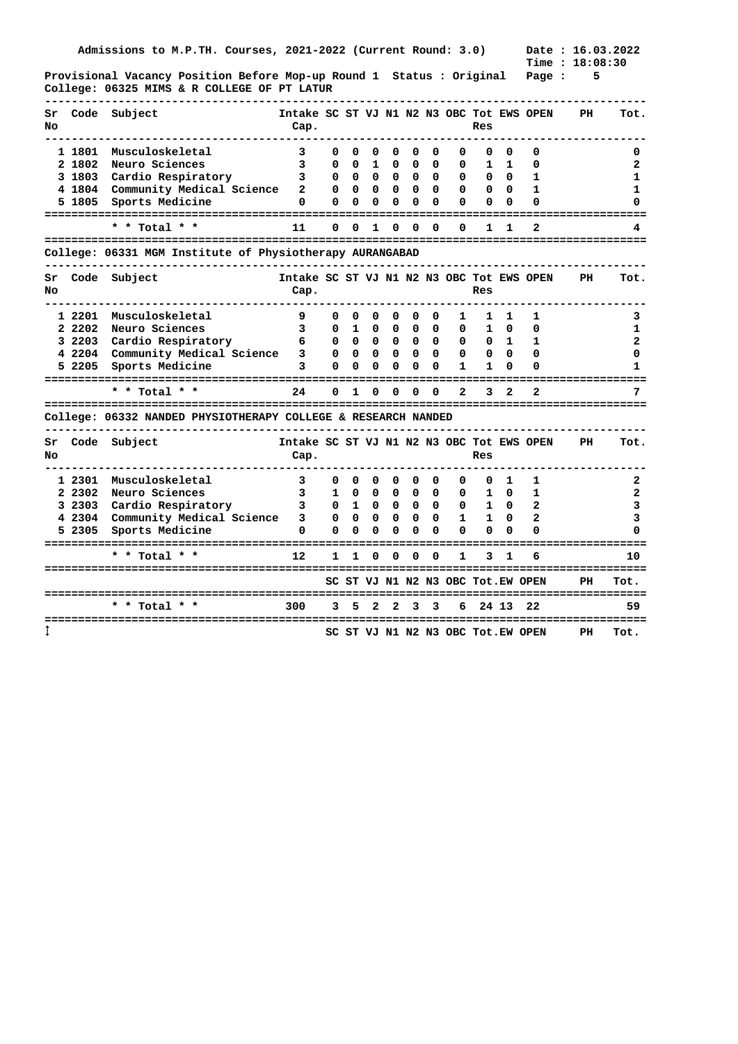Admissions to M.P.TH. Courses, 2021-2022 (Current Round: 3.0)   Date : 16.03.2022
Time : 18:08:30

Provisional Vacancy Position Before Mop-up Round 1   Status : Original

College: 06325 MIMS & R COLLEGE OF PT LATUR

| Sr No | Code | Subject | Intake Cap. | SC | ST | VJ | N1 | N2 | N3 | OBC | Tot Res | EWS | OPEN | PH | Tot. |
|---|---|---|---|---|---|---|---|---|---|---|---|---|---|---|---|
| 1 | 1801 | Musculoskeletal | 3 | 0 | 0 | 0 | 0 | 0 | 0 | 0 | 0 | 0 | 0 | | 0 |
| 2 | 1802 | Neuro Sciences | 3 | 0 | 0 | 1 | 0 | 0 | 0 | 0 | 1 | 1 | 0 | | 2 |
| 3 | 1803 | Cardio Respiratory | 3 | 0 | 0 | 0 | 0 | 0 | 0 | 0 | 0 | 0 | 1 | | 1 |
| 4 | 1804 | Community Medical Science | 2 | 0 | 0 | 0 | 0 | 0 | 0 | 0 | 0 | 0 | 1 | | 1 |
| 5 | 1805 | Sports Medicine | 0 | 0 | 0 | 0 | 0 | 0 | 0 | 0 | 0 | 0 | 0 | | 0 |
| | | * * Total * * | 11 | 0 | 0 | 1 | 0 | 0 | 0 | 0 | 1 | 1 | 2 | | 4 |

College: 06331 MGM Institute of Physiotherapy AURANGABAD

| Sr No | Code | Subject | Intake Cap. | SC | ST | VJ | N1 | N2 | N3 | OBC | Tot Res | EWS | OPEN | PH | Tot. |
|---|---|---|---|---|---|---|---|---|---|---|---|---|---|---|---|
| 1 | 2201 | Musculoskeletal | 9 | 0 | 0 | 0 | 0 | 0 | 0 | 1 | 1 | 1 | 1 | | 3 |
| 2 | 2202 | Neuro Sciences | 3 | 0 | 1 | 0 | 0 | 0 | 0 | 0 | 1 | 0 | 0 | | 1 |
| 3 | 2203 | Cardio Respiratory | 6 | 0 | 0 | 0 | 0 | 0 | 0 | 0 | 0 | 1 | 1 | | 2 |
| 4 | 2204 | Community Medical Science | 3 | 0 | 0 | 0 | 0 | 0 | 0 | 0 | 0 | 0 | 0 | | 0 |
| 5 | 2205 | Sports Medicine | 3 | 0 | 0 | 0 | 0 | 0 | 0 | 1 | 1 | 0 | 0 | | 1 |
| | | * * Total * * | 24 | 0 | 1 | 0 | 0 | 0 | 0 | 2 | 3 | 2 | 2 | | 7 |

College: 06332 NANDED PHYSIOTHERAPY COLLEGE & RESEARCH NANDED

| Sr No | Code | Subject | Intake Cap. | SC | ST | VJ | N1 | N2 | N3 | OBC | Tot Res | EWS | OPEN | PH | Tot. |
|---|---|---|---|---|---|---|---|---|---|---|---|---|---|---|---|
| 1 | 2301 | Musculoskeletal | 3 | 0 | 0 | 0 | 0 | 0 | 0 | 0 | 0 | 1 | 1 | | 2 |
| 2 | 2302 | Neuro Sciences | 3 | 1 | 0 | 0 | 0 | 0 | 0 | 0 | 1 | 0 | 1 | | 2 |
| 3 | 2303 | Cardio Respiratory | 3 | 0 | 1 | 0 | 0 | 0 | 0 | 0 | 1 | 0 | 2 | | 3 |
| 4 | 2304 | Community Medical Science | 3 | 0 | 0 | 0 | 0 | 0 | 0 | 1 | 1 | 0 | 2 | | 3 |
| 5 | 2305 | Sports Medicine | 0 | 0 | 0 | 0 | 0 | 0 | 0 | 0 | 0 | 0 | 0 | | 0 |
| | | * * Total * * | 12 | 1 | 1 | 0 | 0 | 0 | 0 | 1 | 3 | 1 | 6 | | 10 |

| | Intake Cap. | SC | ST | VJ | N1 | N2 | N3 | OBC | Tot. | EW | OPEN | PH | Tot. |
|---|---|---|---|---|---|---|---|---|---|---|---|---|---|
| * * Total * * | 300 | 3 | 5 | 2 | 2 | 3 | 3 | 6 | 24 | 13 | 22 | | 59 |

SC ST VJ N1 N2 N3 OBC Tot.EW OPEN PH Tot.